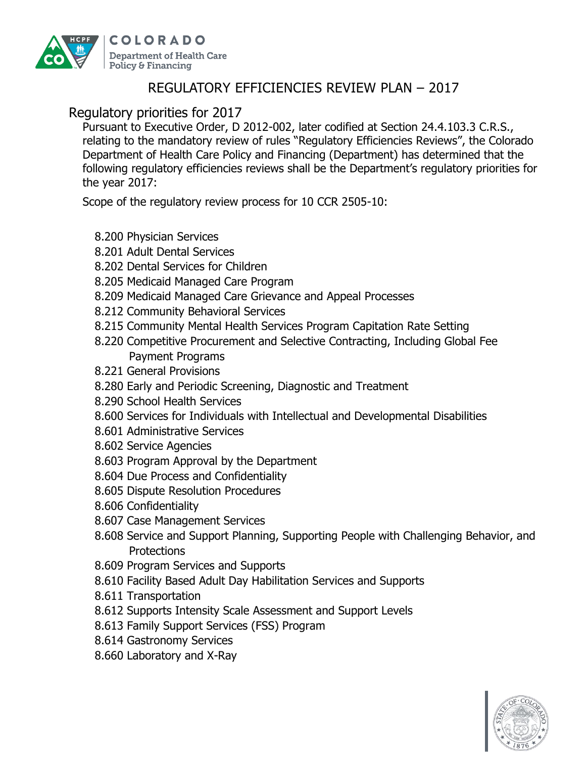COLORADO
Department of Health Care Policy & Financing

# REGULATORY EFFICIENCIES REVIEW PLAN – 2017

## Regulatory priorities for 2017

Pursuant to Executive Order, D 2012-002, later codified at Section 24.4.103.3 C.R.S., relating to the mandatory review of rules "Regulatory Efficiencies Reviews", the Colorado Department of Health Care Policy and Financing (Department) has determined that the following regulatory efficiencies reviews shall be the Department's regulatory priorities for the year 2017:

Scope of the regulatory review process for 10 CCR 2505-10:

- 8.200 Physician Services
- 8.201 Adult Dental Services
- 8.202 Dental Services for Children
- 8.205 Medicaid Managed Care Program
- 8.209 Medicaid Managed Care Grievance and Appeal Processes
- 8.212 Community Behavioral Services
- 8.215 Community Mental Health Services Program Capitation Rate Setting
- 8.220 Competitive Procurement and Selective Contracting, Including Global Fee Payment Programs
- 8.221 General Provisions
- 8.280 Early and Periodic Screening, Diagnostic and Treatment
- 8.290 School Health Services
- 8.600 Services for Individuals with Intellectual and Developmental Disabilities
- 8.601 Administrative Services
- 8.602 Service Agencies
- 8.603 Program Approval by the Department
- 8.604 Due Process and Confidentiality
- 8.605 Dispute Resolution Procedures
- 8.606 Confidentiality
- 8.607 Case Management Services
- 8.608 Service and Support Planning, Supporting People with Challenging Behavior, and Protections
- 8.609 Program Services and Supports
- 8.610 Facility Based Adult Day Habilitation Services and Supports
- 8.611 Transportation
- 8.612 Supports Intensity Scale Assessment and Support Levels
- 8.613 Family Support Services (FSS) Program
- 8.614 Gastronomy Services
- 8.660 Laboratory and X-Ray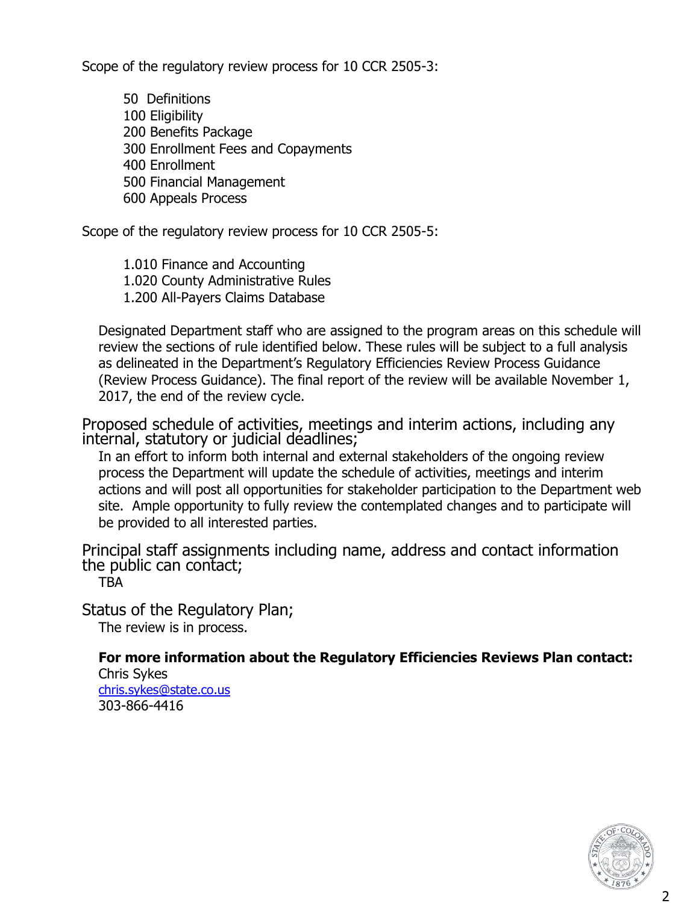Scope of the regulatory review process for 10 CCR 2505-3:

- 50 Definitions
- 100 Eligibility
- 200 Benefits Package
- 300 Enrollment Fees and Copayments
- 400 Enrollment
- 500 Financial Management
- 600 Appeals Process

Scope of the regulatory review process for 10 CCR 2505-5:

- 1.010 Finance and Accounting
- 1.020 County Administrative Rules
- 1.200 All-Payers Claims Database

Designated Department staff who are assigned to the program areas on this schedule will review the sections of rule identified below. These rules will be subject to a full analysis as delineated in the Department's Regulatory Efficiencies Review Process Guidance (Review Process Guidance). The final report of the review will be available November 1, 2017, the end of the review cycle.

## Proposed schedule of activities, meetings and interim actions, including any internal, statutory or judicial deadlines;

In an effort to inform both internal and external stakeholders of the ongoing review process the Department will update the schedule of activities, meetings and interim actions and will post all opportunities for stakeholder participation to the Department web site. Ample opportunity to fully review the contemplated changes and to participate will be provided to all interested parties.

## Principal staff assignments including name, address and contact information the public can contact;

TBA

## Status of the Regulatory Plan;

The review is in process.

**For more information about the Regulatory Efficiencies Reviews Plan contact:**
Chris Sykes
chris.sykes@state.co.us
303-866-4416